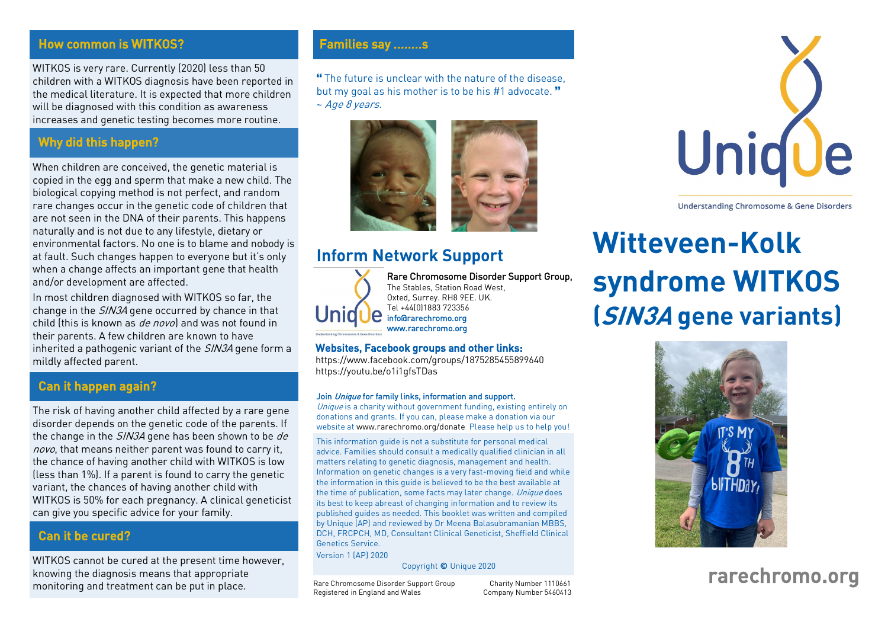## How common is WITKOS?

WITKOS is very rare. Currently (2020) less than 50 children with a WITKOS diagnosis have been reported in the medical literature. It is expected that more children will be diagnosed with this condition as awareness increases and genetic testing becomes more routine.

## Why did this happen?

When children are conceived, the genetic material is copied in the egg and sperm that make a new child. The biological copying method is not perfect, and random rare changes occur in the genetic code of children that are not seen in the DNA of their parents. This happens naturally and is not due to any lifestyle, dietary or environmental factors. No one is to blame and nobody is at fault. Such changes happen to everyone but it's only when a change affects an important gene that health and/or development are affected.

In most children diagnosed with WITKOS so far, the change in the *SIN3A* gene occurred by chance in that child (this is known as *de novo*) and was not found in their parents. A few children are known to have inherited a pathogenic variant of the *SIN3A* gene form a mildly affected parent.

## Can it happen again?

The risk of having another child affected by a rare gene disorder depends on the genetic code of the parents. If the change in the *SIN3A* gene has been shown to be *de novo*, that means neither parent was found to carry it, the chance of having another child with WITKOS is low (less than 1%). If a parent is found to carry the genetic variant, the chances of having another child with WITKOS is 50% for each pregnancy. A clinical geneticist can give you specific advice for your family.

## Can it be cured?

WITKOS cannot be cured at the present time however, knowing the diagnosis means that appropriate monitoring and treatment can be put in place.

## Families say ........s

" The future is unclear with the nature of the disease, but my goal as his mother is to be his #1 advocate. "
*~ Age 8 years.*

## Inform Network Support

**Rare Chromosome Disorder Support Group,**
The Stables, Station Road West,
Oxted, Surrey. RH8 9EE. UK.
Tel +44(0)1883 723356
info@rarechromo.org
www.rarechromo.org

**Websites, Facebook groups and other links:**
https://www.facebook.com/groups/1875285455899640
https://youtu.be/o1i1gfsTDas

**Join *Unique* for family links, information and support.**
*Unique* is a charity without government funding, existing entirely on donations and grants. If you can, please make a donation via our website at www.rarechromo.org/donate Please help us to help you!

This information guide is not a substitute for personal medical advice. Families should consult a medically qualified clinician in all matters relating to genetic diagnosis, management and health. Information on genetic changes is a very fast-moving field and while the information in this guide is believed to be the best available at the time of publication, some facts may later change. *Unique* does its best to keep abreast of changing information and to review its published guides as needed. This booklet was written and compiled by Unique (AP) and reviewed by Dr Meena Balasubramanian MBBS, DCH, FRCPCH, MD, Consultant Clinical Geneticist, Sheffield Clinical Genetics Service.

Version 1 (AP) 2020

Copyright © Unique 2020

Rare Chromosome Disorder Support Group
Registered in England and Wales
Charity Number 1110661
Company Number 5460413

Unique
Understanding Chromosome & Gene Disorders

# Witteveen-Kolk syndrome WITKOS (*SIN3A* gene variants)

rarechromo.org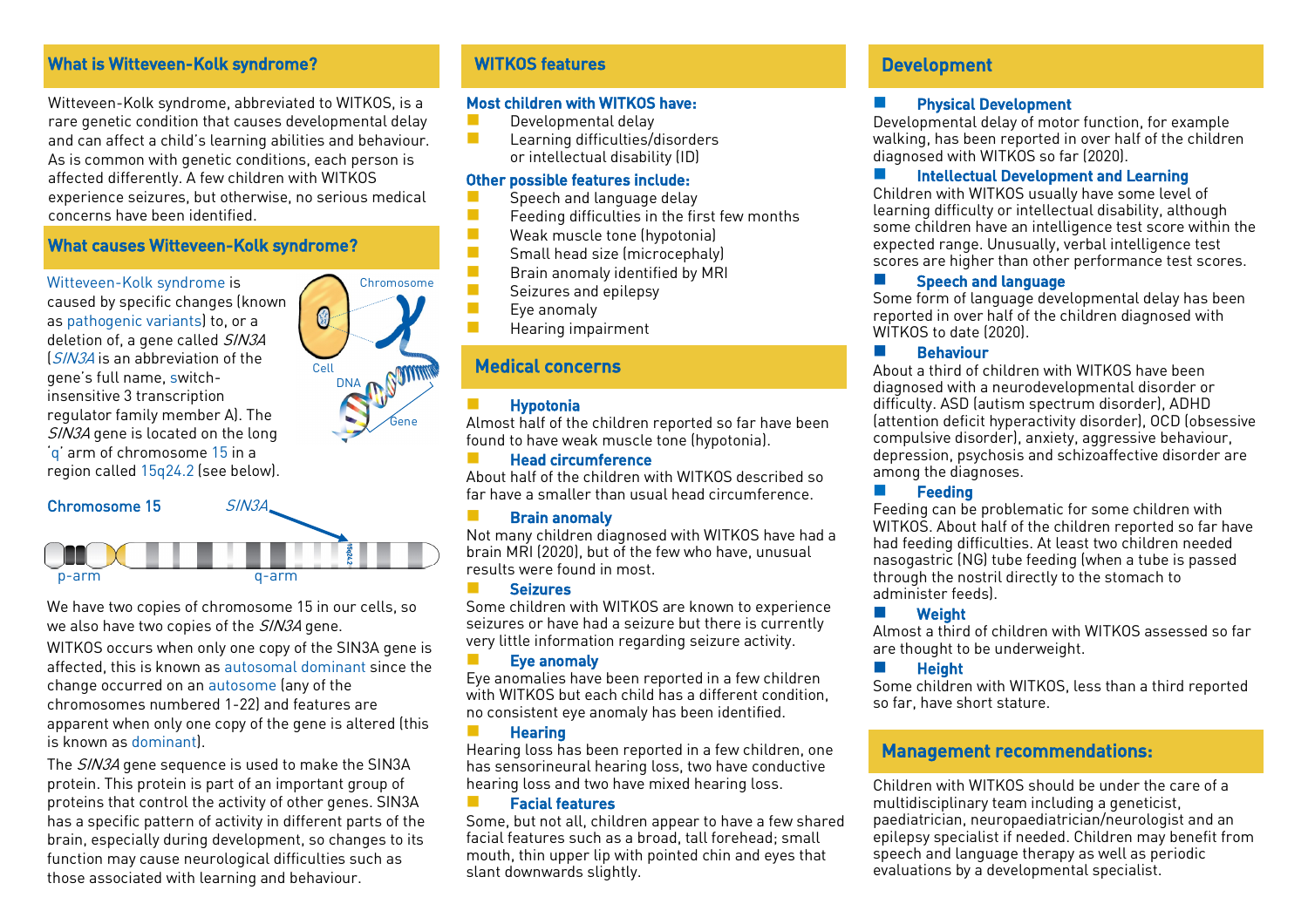## What is Witteveen-Kolk syndrome?

Witteveen-Kolk syndrome, abbreviated to WITKOS, is a rare genetic condition that causes developmental delay and can affect a child's learning abilities and behaviour. As is common with genetic conditions, each person is affected differently. A few children with WITKOS experience seizures, but otherwise, no serious medical concerns have been identified.

## What causes Witteveen-Kolk syndrome?

Witteveen-Kolk syndrome is caused by specific changes (known as pathogenic variants) to, or a deletion of, a gene called *SIN3A* (*SIN3A* is an abbreviation of the gene's full name, switch-insensitive 3 transcription regulator family member A). The *SIN3A* gene is located on the long 'q' arm of chromosome 15 in a region called 15q24.2 (see below).

Chromosome

Cell

DNA

Gene

Chromosome 15

*SIN3A*

15q24.2

p-arm

q-arm

We have two copies of chromosome 15 in our cells, so we also have two copies of the *SIN3A* gene.

WITKOS occurs when only one copy of the SIN3A gene is affected, this is known as autosomal dominant since the change occurred on an autosome (any of the chromosomes numbered 1-22) and features are apparent when only one copy of the gene is altered (this is known as dominant).

The *SIN3A* gene sequence is used to make the SIN3A protein. This protein is part of an important group of proteins that control the activity of other genes. SIN3A has a specific pattern of activity in different parts of the brain, especially during development, so changes to its function may cause neurological difficulties such as those associated with learning and behaviour.

## WITKOS features

**Most children with WITKOS have:**

- Developmental delay
- Learning difficulties/disorders or intellectual disability (ID)

**Other possible features include:**

- Speech and language delay
- Feeding difficulties in the first few months
- Weak muscle tone (hypotonia)
- Small head size (microcephaly)
- Brain anomaly identified by MRI
- Seizures and epilepsy
- Eye anomaly
- Hearing impairment

## Medical concerns

### Hypotonia

Almost half of the children reported so far have been found to have weak muscle tone (hypotonia).

### Head circumference

About half of the children with WITKOS described so far have a smaller than usual head circumference.

### Brain anomaly

Not many children diagnosed with WITKOS have had a brain MRI (2020), but of the few who have, unusual results were found in most.

### Seizures

Some children with WITKOS are known to experience seizures or have had a seizure but there is currently very little information regarding seizure activity.

### Eye anomaly

Eye anomalies have been reported in a few children with WITKOS but each child has a different condition, no consistent eye anomaly has been identified.

### Hearing

Hearing loss has been reported in a few children, one has sensorineural hearing loss, two have conductive hearing loss and two have mixed hearing loss.

### Facial features

Some, but not all, children appear to have a few shared facial features such as a broad, tall forehead; small mouth, thin upper lip with pointed chin and eyes that slant downwards slightly.

## Development

### Physical Development

Developmental delay of motor function, for example walking, has been reported in over half of the children diagnosed with WITKOS so far (2020).

### Intellectual Development and Learning

Children with WITKOS usually have some level of learning difficulty or intellectual disability, although some children have an intelligence test score within the expected range. Unusually, verbal intelligence test scores are higher than other performance test scores.

### Speech and language

Some form of language developmental delay has been reported in over half of the children diagnosed with WITKOS to date (2020).

### Behaviour

About a third of children with WITKOS have been diagnosed with a neurodevelopmental disorder or difficulty. ASD (autism spectrum disorder), ADHD (attention deficit hyperactivity disorder), OCD (obsessive compulsive disorder), anxiety, aggressive behaviour, depression, psychosis and schizoaffective disorder are among the diagnoses.

### Feeding

Feeding can be problematic for some children with WITKOS. About half of the children reported so far have had feeding difficulties. At least two children needed nasogastric (NG) tube feeding (when a tube is passed through the nostril directly to the stomach to administer feeds).

### Weight

Almost a third of children with WITKOS assessed so far are thought to be underweight.

### Height

Some children with WITKOS, less than a third reported so far, have short stature.

## Management recommendations:

Children with WITKOS should be under the care of a multidisciplinary team including a geneticist, paediatrician, neuropaediatrician/neurologist and an epilepsy specialist if needed. Children may benefit from speech and language therapy as well as periodic evaluations by a developmental specialist.